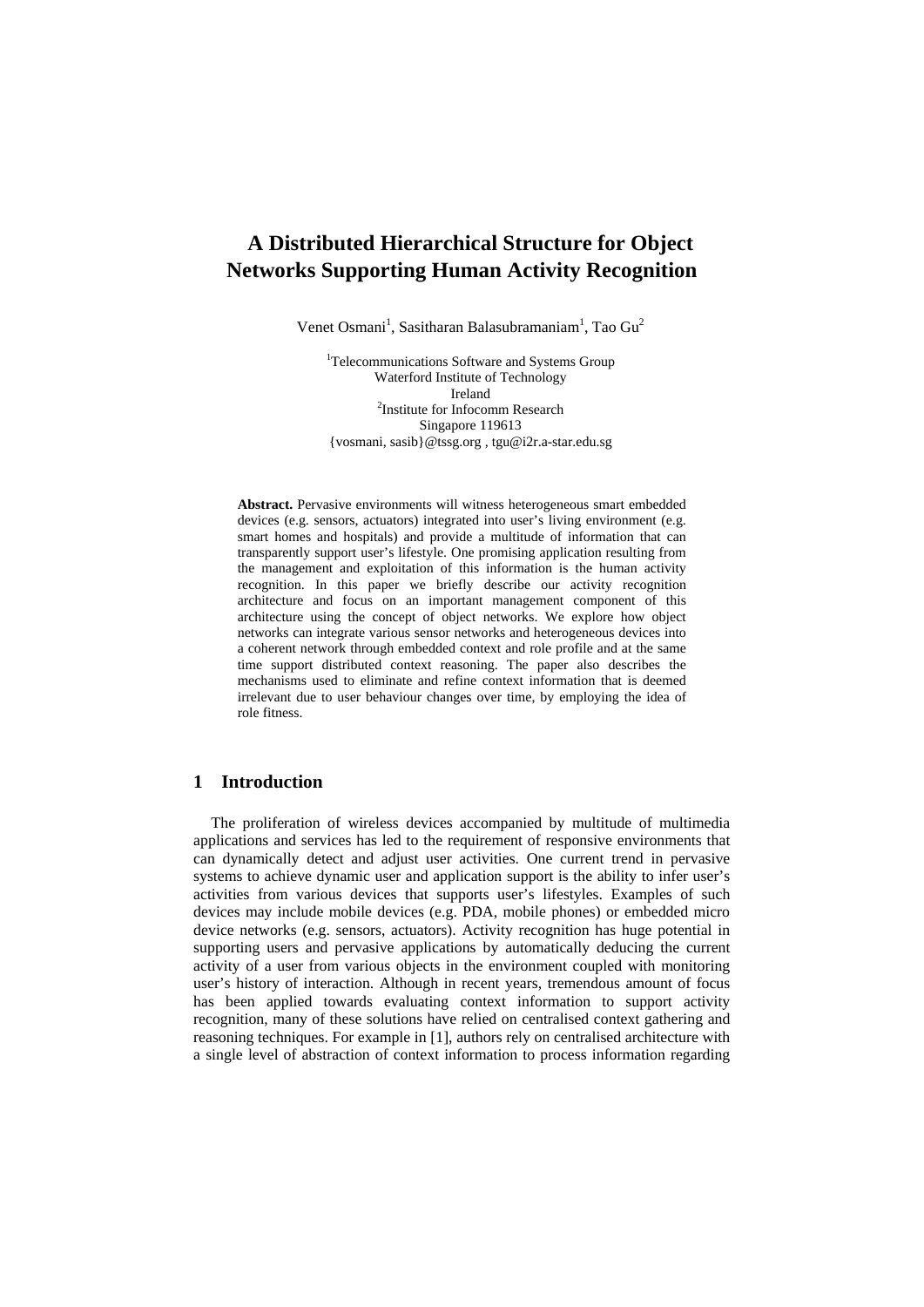# A Distributed Hierarchical Structure for Object Networks Supporting Human Activity Recognition

Venet Osmani[1], Sasitharan Balasubramaniam[1], Tao Gu[2]

[1]Telecommunications Software and Systems Group
Waterford Institute of Technology
Ireland
[2]Institute for Infocomm Research
Singapore 119613
{vosmani, sasib}@tssg.org , tgu@i2r.a-star.edu.sg

**Abstract.** Pervasive environments will witness heterogeneous smart embedded devices (e.g. sensors, actuators) integrated into user's living environment (e.g. smart homes and hospitals) and provide a multitude of information that can transparently support user's lifestyle. One promising application resulting from the management and exploitation of this information is the human activity recognition. In this paper we briefly describe our activity recognition architecture and focus on an important management component of this architecture using the concept of object networks. We explore how object networks can integrate various sensor networks and heterogeneous devices into a coherent network through embedded context and role profile and at the same time support distributed context reasoning. The paper also describes the mechanisms used to eliminate and refine context information that is deemed irrelevant due to user behaviour changes over time, by employing the idea of role fitness.

## 1 Introduction

The proliferation of wireless devices accompanied by multitude of multimedia applications and services has led to the requirement of responsive environments that can dynamically detect and adjust user activities. One current trend in pervasive systems to achieve dynamic user and application support is the ability to infer user's activities from various devices that supports user's lifestyles. Examples of such devices may include mobile devices (e.g. PDA, mobile phones) or embedded micro device networks (e.g. sensors, actuators). Activity recognition has huge potential in supporting users and pervasive applications by automatically deducing the current activity of a user from various objects in the environment coupled with monitoring user's history of interaction. Although in recent years, tremendous amount of focus has been applied towards evaluating context information to support activity recognition, many of these solutions have relied on centralised context gathering and reasoning techniques. For example in [1], authors rely on centralised architecture with a single level of abstraction of context information to process information regarding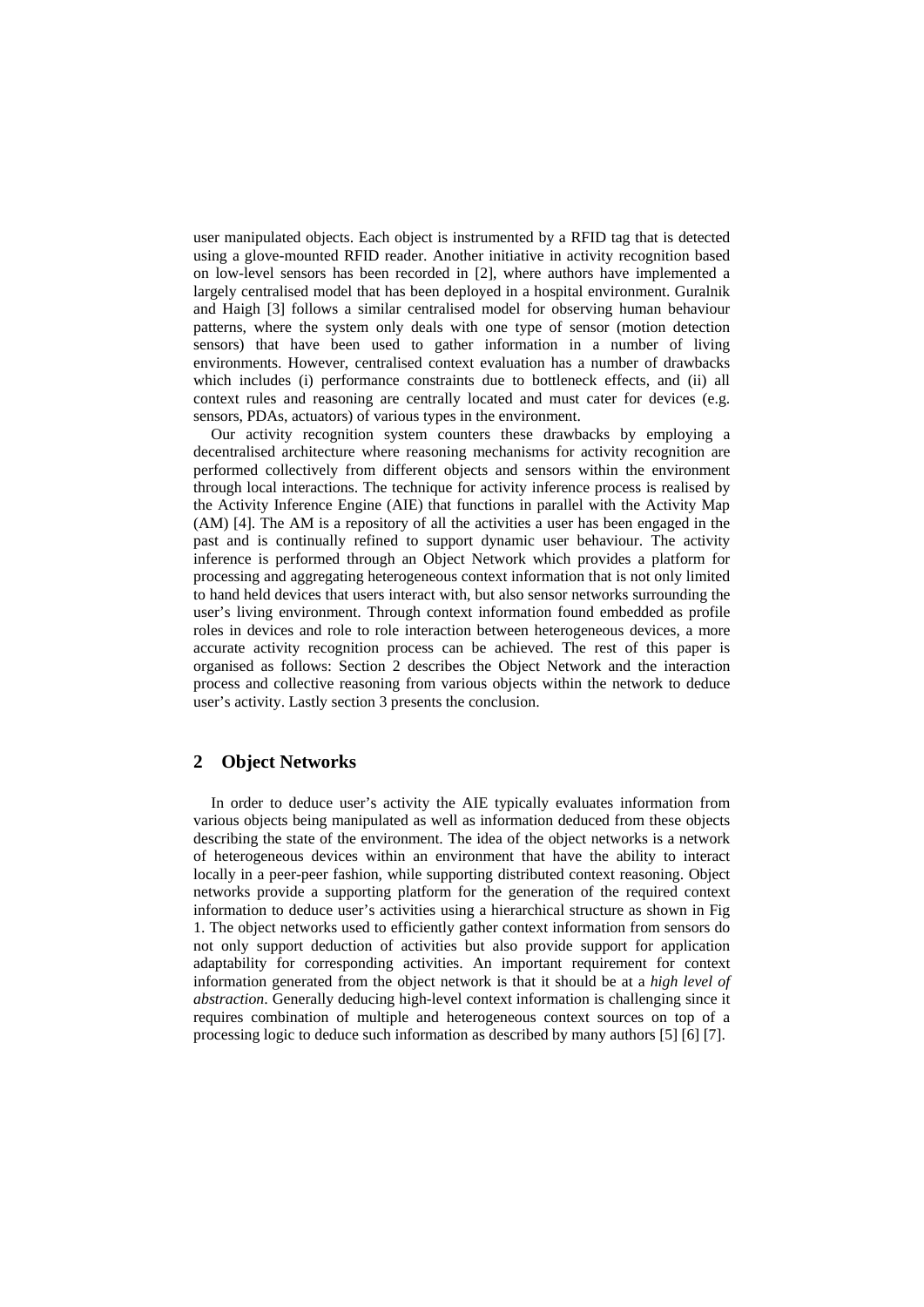user manipulated objects. Each object is instrumented by a RFID tag that is detected using a glove-mounted RFID reader. Another initiative in activity recognition based on low-level sensors has been recorded in [2], where authors have implemented a largely centralised model that has been deployed in a hospital environment. Guralnik and Haigh [3] follows a similar centralised model for observing human behaviour patterns, where the system only deals with one type of sensor (motion detection sensors) that have been used to gather information in a number of living environments. However, centralised context evaluation has a number of drawbacks which includes (i) performance constraints due to bottleneck effects, and (ii) all context rules and reasoning are centrally located and must cater for devices (e.g. sensors, PDAs, actuators) of various types in the environment.

Our activity recognition system counters these drawbacks by employing a decentralised architecture where reasoning mechanisms for activity recognition are performed collectively from different objects and sensors within the environment through local interactions. The technique for activity inference process is realised by the Activity Inference Engine (AIE) that functions in parallel with the Activity Map (AM) [4]. The AM is a repository of all the activities a user has been engaged in the past and is continually refined to support dynamic user behaviour. The activity inference is performed through an Object Network which provides a platform for processing and aggregating heterogeneous context information that is not only limited to hand held devices that users interact with, but also sensor networks surrounding the user's living environment. Through context information found embedded as profile roles in devices and role to role interaction between heterogeneous devices, a more accurate activity recognition process can be achieved. The rest of this paper is organised as follows: Section 2 describes the Object Network and the interaction process and collective reasoning from various objects within the network to deduce user's activity. Lastly section 3 presents the conclusion.

## 2 Object Networks

In order to deduce user's activity the AIE typically evaluates information from various objects being manipulated as well as information deduced from these objects describing the state of the environment. The idea of the object networks is a network of heterogeneous devices within an environment that have the ability to interact locally in a peer-peer fashion, while supporting distributed context reasoning. Object networks provide a supporting platform for the generation of the required context information to deduce user's activities using a hierarchical structure as shown in Fig 1. The object networks used to efficiently gather context information from sensors do not only support deduction of activities but also provide support for application adaptability for corresponding activities. An important requirement for context information generated from the object network is that it should be at a *high level of abstraction*. Generally deducing high-level context information is challenging since it requires combination of multiple and heterogeneous context sources on top of a processing logic to deduce such information as described by many authors [5] [6] [7].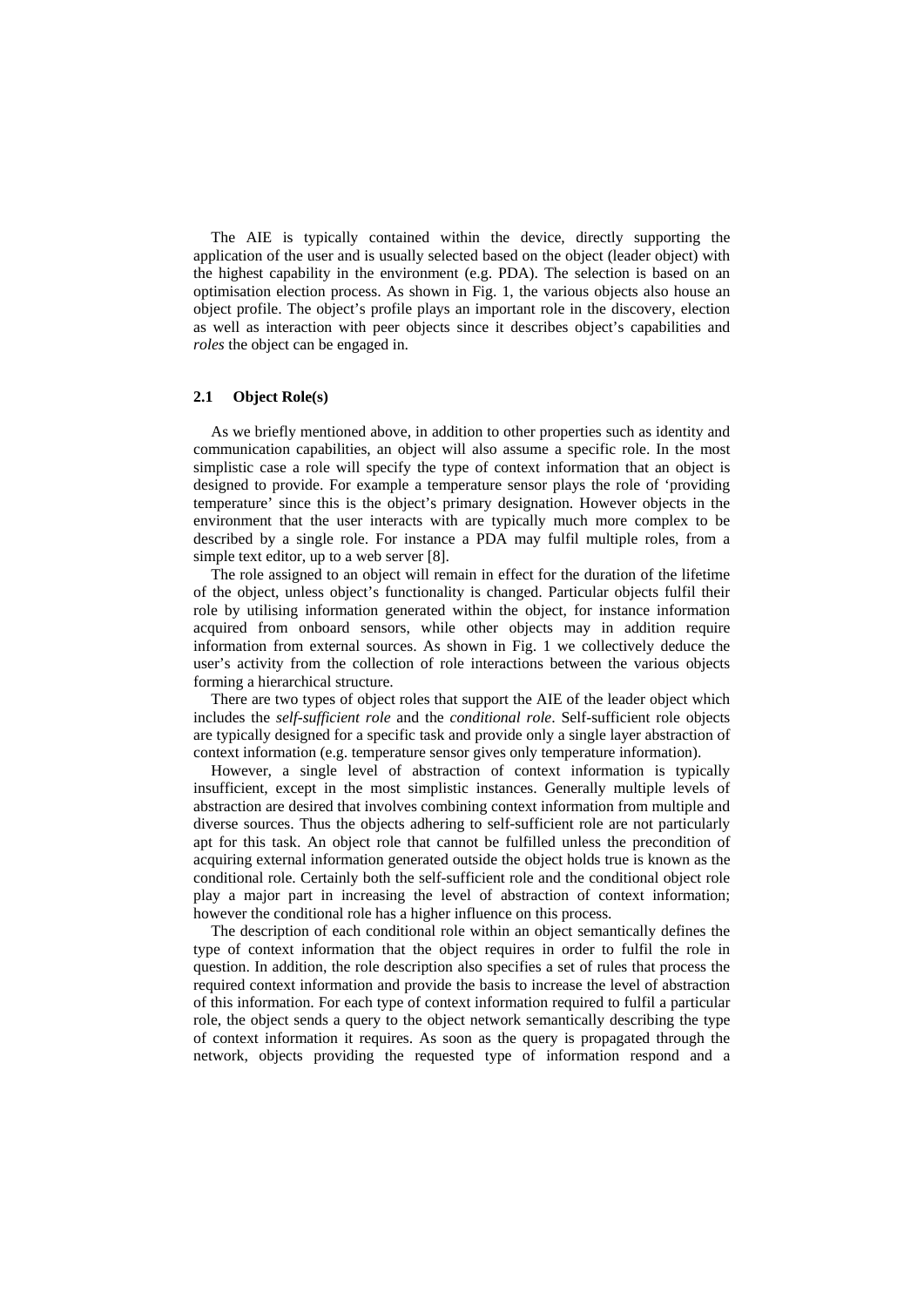The AIE is typically contained within the device, directly supporting the application of the user and is usually selected based on the object (leader object) with the highest capability in the environment (e.g. PDA). The selection is based on an optimisation election process. As shown in Fig. 1, the various objects also house an object profile. The object's profile plays an important role in the discovery, election as well as interaction with peer objects since it describes object's capabilities and *roles* the object can be engaged in.

### 2.1 Object Role(s)

As we briefly mentioned above, in addition to other properties such as identity and communication capabilities, an object will also assume a specific role. In the most simplistic case a role will specify the type of context information that an object is designed to provide. For example a temperature sensor plays the role of 'providing temperature' since this is the object's primary designation. However objects in the environment that the user interacts with are typically much more complex to be described by a single role. For instance a PDA may fulfil multiple roles, from a simple text editor, up to a web server [8].

The role assigned to an object will remain in effect for the duration of the lifetime of the object, unless object's functionality is changed. Particular objects fulfil their role by utilising information generated within the object, for instance information acquired from onboard sensors, while other objects may in addition require information from external sources. As shown in Fig. 1 we collectively deduce the user's activity from the collection of role interactions between the various objects forming a hierarchical structure.

There are two types of object roles that support the AIE of the leader object which includes the *self-sufficient role* and the *conditional role*. Self-sufficient role objects are typically designed for a specific task and provide only a single layer abstraction of context information (e.g. temperature sensor gives only temperature information).

However, a single level of abstraction of context information is typically insufficient, except in the most simplistic instances. Generally multiple levels of abstraction are desired that involves combining context information from multiple and diverse sources. Thus the objects adhering to self-sufficient role are not particularly apt for this task. An object role that cannot be fulfilled unless the precondition of acquiring external information generated outside the object holds true is known as the conditional role. Certainly both the self-sufficient role and the conditional object role play a major part in increasing the level of abstraction of context information; however the conditional role has a higher influence on this process.

The description of each conditional role within an object semantically defines the type of context information that the object requires in order to fulfil the role in question. In addition, the role description also specifies a set of rules that process the required context information and provide the basis to increase the level of abstraction of this information. For each type of context information required to fulfil a particular role, the object sends a query to the object network semantically describing the type of context information it requires. As soon as the query is propagated through the network, objects providing the requested type of information respond and a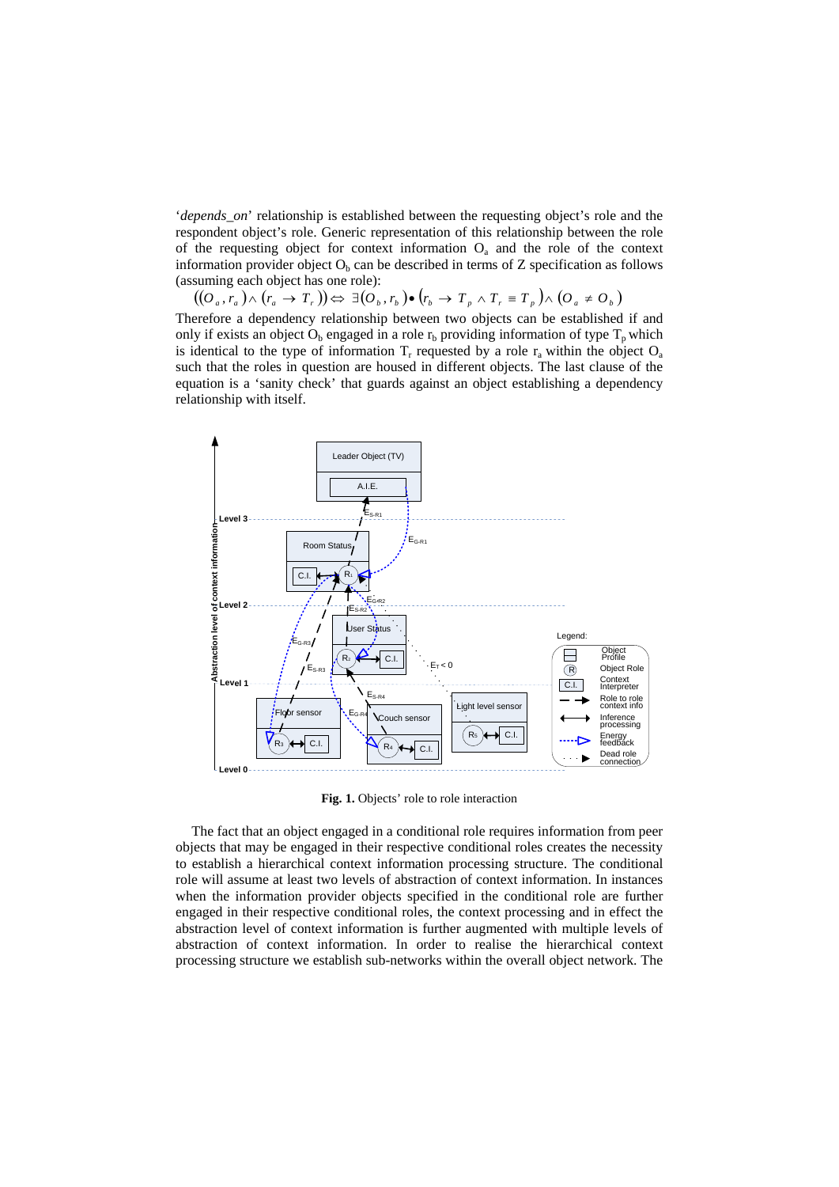'*depends_on*' relationship is established between the requesting object's role and the respondent object's role. Generic representation of this relationship between the role of the requesting object for context information $O_a$ and the role of the context information provider object $O_b$ can be described in terms of Z specification as follows (assuming each object has one role):

$$((O_a, r_a) \wedge (r_a \rightarrow T_r)) \Leftrightarrow \exists (O_b, r_b) \bullet (r_b \rightarrow T_p \wedge T_r \equiv T_p) \wedge (O_a \neq O_b)$$

Therefore a dependency relationship between two objects can be established if and only if exists an object $O_b$ engaged in a role $r_b$ providing information of type $T_p$ which is identical to the type of information $T_r$ requested by a role $r_a$ within the object $O_a$ such that the roles in question are housed in different objects. The last clause of the equation is a 'sanity check' that guards against an object establishing a dependency relationship with itself.

**Fig. 1.** Objects' role to role interaction

The fact that an object engaged in a conditional role requires information from peer objects that may be engaged in their respective conditional roles creates the necessity to establish a hierarchical context information processing structure. The conditional role will assume at least two levels of abstraction of context information. In instances when the information provider objects specified in the conditional role are further engaged in their respective conditional roles, the context processing and in effect the abstraction level of context information is further augmented with multiple levels of abstraction of context information. In order to realise the hierarchical context processing structure we establish sub-networks within the overall object network. The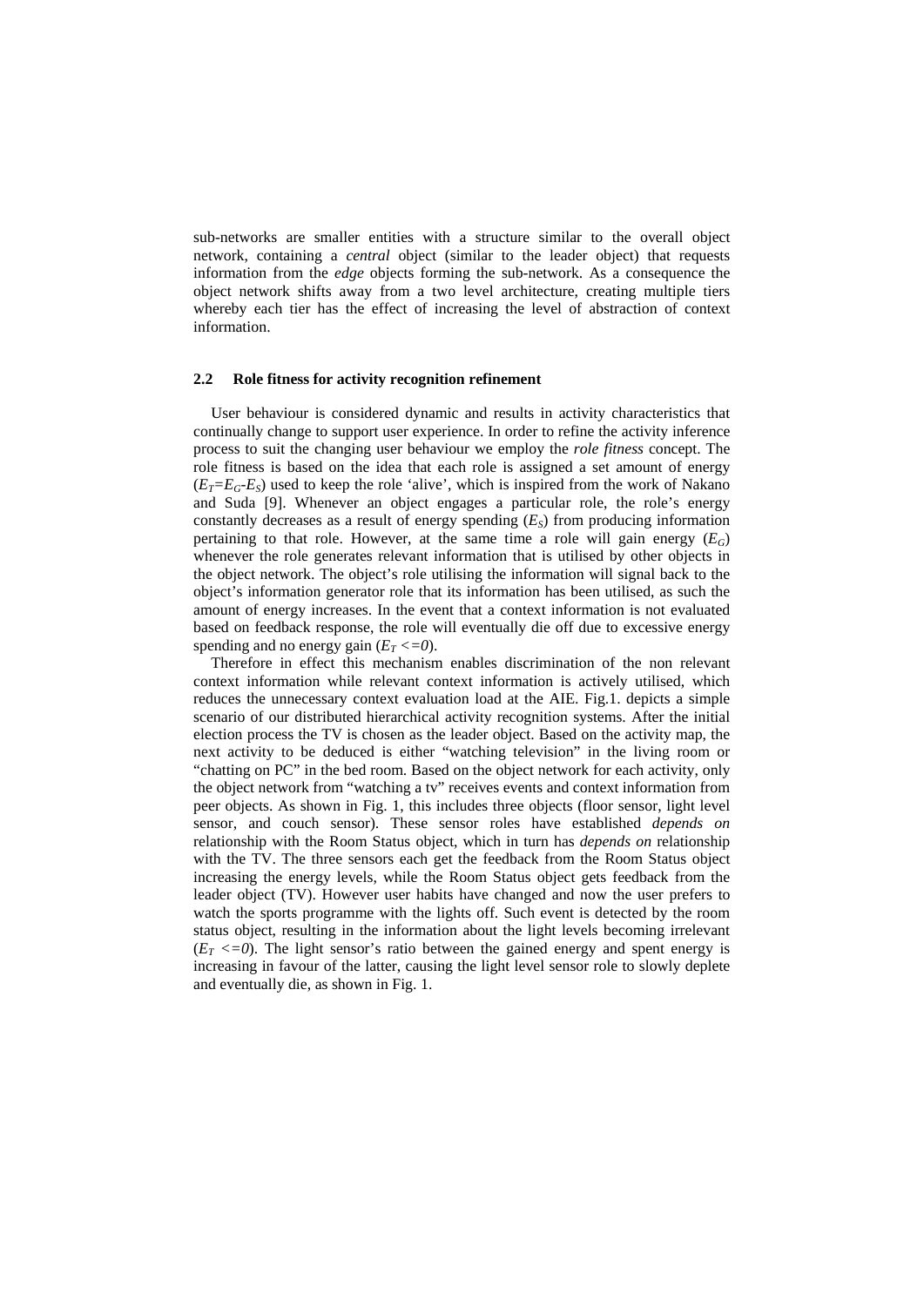sub-networks are smaller entities with a structure similar to the overall object network, containing a *central* object (similar to the leader object) that requests information from the *edge* objects forming the sub-network. As a consequence the object network shifts away from a two level architecture, creating multiple tiers whereby each tier has the effect of increasing the level of abstraction of context information.

### 2.2 Role fitness for activity recognition refinement

User behaviour is considered dynamic and results in activity characteristics that continually change to support user experience. In order to refine the activity inference process to suit the changing user behaviour we employ the *role fitness* concept. The role fitness is based on the idea that each role is assigned a set amount of energy ($E_T$=$E_G$-$E_S$) used to keep the role 'alive', which is inspired from the work of Nakano and Suda [9]. Whenever an object engages a particular role, the role's energy constantly decreases as a result of energy spending ($E_S$) from producing information pertaining to that role. However, at the same time a role will gain energy ($E_G$) whenever the role generates relevant information that is utilised by other objects in the object network. The object's role utilising the information will signal back to the object's information generator role that its information has been utilised, as such the amount of energy increases. In the event that a context information is not evaluated based on feedback response, the role will eventually die off due to excessive energy spending and no energy gain ($E_T <=0$).

Therefore in effect this mechanism enables discrimination of the non relevant context information while relevant context information is actively utilised, which reduces the unnecessary context evaluation load at the AIE. Fig.1. depicts a simple scenario of our distributed hierarchical activity recognition systems. After the initial election process the TV is chosen as the leader object. Based on the activity map, the next activity to be deduced is either "watching television" in the living room or "chatting on PC" in the bed room. Based on the object network for each activity, only the object network from "watching a tv" receives events and context information from peer objects. As shown in Fig. 1, this includes three objects (floor sensor, light level sensor, and couch sensor). These sensor roles have established *depends on* relationship with the Room Status object, which in turn has *depends on* relationship with the TV. The three sensors each get the feedback from the Room Status object increasing the energy levels, while the Room Status object gets feedback from the leader object (TV). However user habits have changed and now the user prefers to watch the sports programme with the lights off. Such event is detected by the room status object, resulting in the information about the light levels becoming irrelevant ($E_T <=0$). The light sensor's ratio between the gained energy and spent energy is increasing in favour of the latter, causing the light level sensor role to slowly deplete and eventually die, as shown in Fig. 1.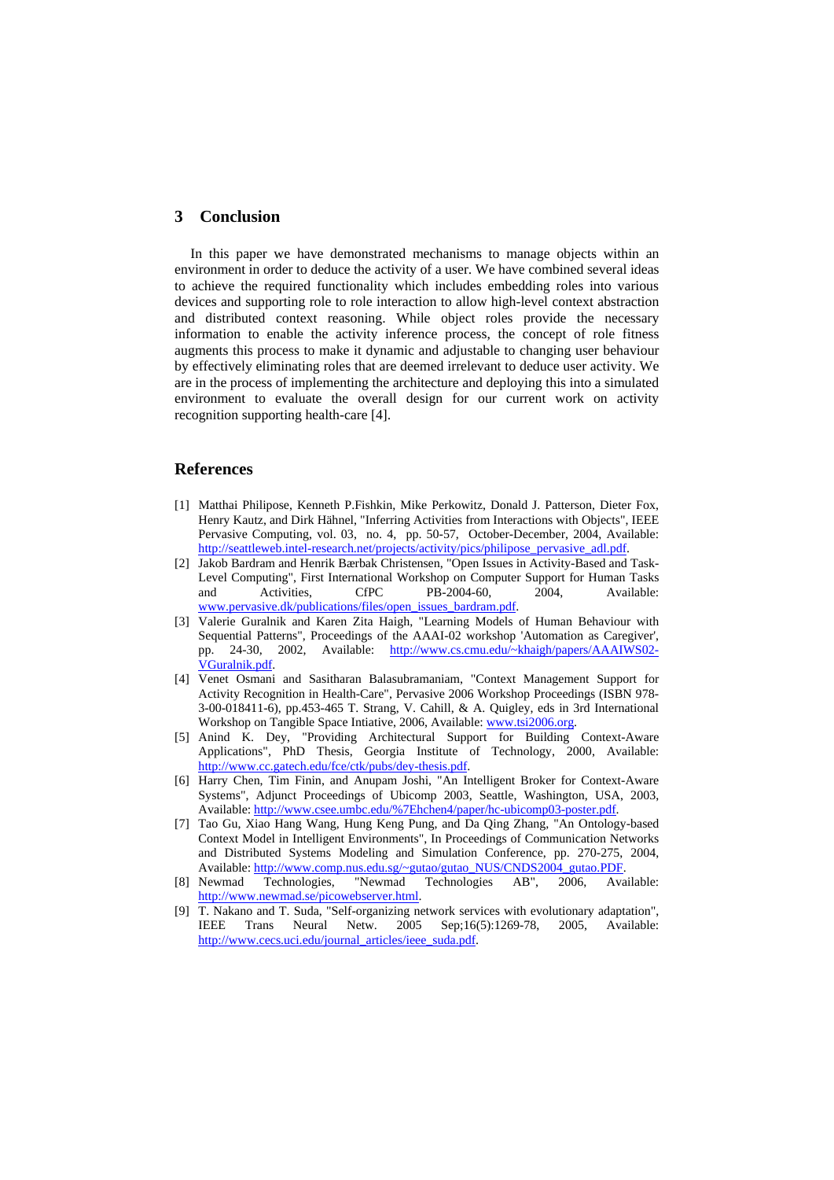## 3 Conclusion

In this paper we have demonstrated mechanisms to manage objects within an environment in order to deduce the activity of a user. We have combined several ideas to achieve the required functionality which includes embedding roles into various devices and supporting role to role interaction to allow high-level context abstraction and distributed context reasoning. While object roles provide the necessary information to enable the activity inference process, the concept of role fitness augments this process to make it dynamic and adjustable to changing user behaviour by effectively eliminating roles that are deemed irrelevant to deduce user activity. We are in the process of implementing the architecture and deploying this into a simulated environment to evaluate the overall design for our current work on activity recognition supporting health-care [4].

## References

[1] Matthai Philipose, Kenneth P.Fishkin, Mike Perkowitz, Donald J. Patterson, Dieter Fox, Henry Kautz, and Dirk Hähnel, "Inferring Activities from Interactions with Objects", IEEE Pervasive Computing, vol. 03, no. 4, pp. 50-57, October-December, 2004, Available: http://seattleweb.intel-research.net/projects/activity/pics/philipose_pervasive_adl.pdf.

[2] Jakob Bardram and Henrik Bærbak Christensen, "Open Issues in Activity-Based and Task-Level Computing", First International Workshop on Computer Support for Human Tasks and Activities, CfPC PB-2004-60, 2004, Available: www.pervasive.dk/publications/files/open_issues_bardram.pdf.

[3] Valerie Guralnik and Karen Zita Haigh, "Learning Models of Human Behaviour with Sequential Patterns", Proceedings of the AAAI-02 workshop 'Automation as Caregiver', pp. 24-30, 2002, Available: http://www.cs.cmu.edu/~khaigh/papers/AAAIWS02-VGuralnik.pdf.

[4] Venet Osmani and Sasitharan Balasubramaniam, "Context Management Support for Activity Recognition in Health-Care", Pervasive 2006 Workshop Proceedings (ISBN 978-3-00-018411-6), pp.453-465 T. Strang, V. Cahill, & A. Quigley, eds in 3rd International Workshop on Tangible Space Intiative, 2006, Available: www.tsi2006.org.

[5] Anind K. Dey, "Providing Architectural Support for Building Context-Aware Applications", PhD Thesis, Georgia Institute of Technology, 2000, Available: http://www.cc.gatech.edu/fce/ctk/pubs/dey-thesis.pdf.

[6] Harry Chen, Tim Finin, and Anupam Joshi, "An Intelligent Broker for Context-Aware Systems", Adjunct Proceedings of Ubicomp 2003, Seattle, Washington, USA, 2003, Available: http://www.csee.umbc.edu/%7Ehchen4/paper/hc-ubicomp03-poster.pdf.

[7] Tao Gu, Xiao Hang Wang, Hung Keng Pung, and Da Qing Zhang, "An Ontology-based Context Model in Intelligent Environments", In Proceedings of Communication Networks and Distributed Systems Modeling and Simulation Conference, pp. 270-275, 2004, Available: http://www.comp.nus.edu.sg/~gutao/gutao_NUS/CNDS2004_gutao.PDF.

[8] Newmad Technologies, "Newmad Technologies AB", 2006, Available: http://www.newmad.se/picowebserver.html.

[9] T. Nakano and T. Suda, "Self-organizing network services with evolutionary adaptation", IEEE Trans Neural Netw. 2005 Sep;16(5):1269-78, 2005, Available: http://www.cecs.uci.edu/journal_articles/ieee_suda.pdf.